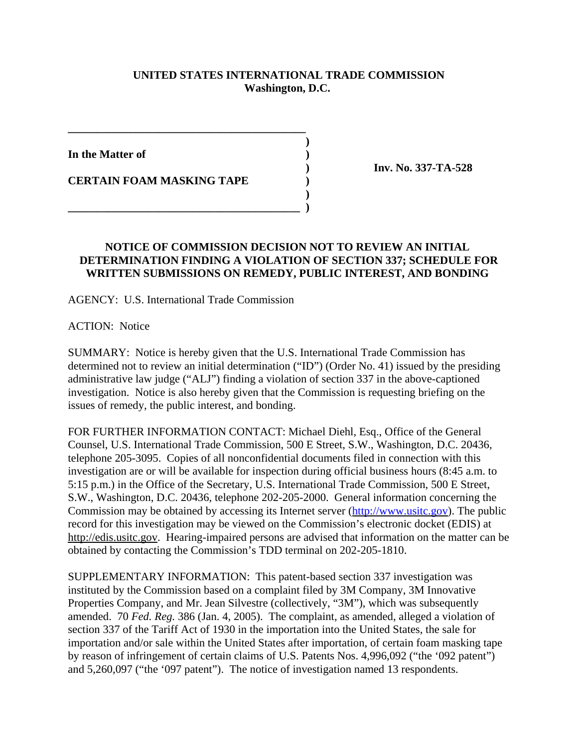**UNITED STATES INTERNATIONAL TRADE COMMISSION**
**Washington, D.C.**

| | | |
|---|---|---|
| **In the Matter of**<br><br>**CERTAIN FOAM MASKING TAPE** | ) | **Inv. No. 337-TA-528** |

## NOTICE OF COMMISSION DECISION NOT TO REVIEW AN INITIAL DETERMINATION FINDING A VIOLATION OF SECTION 337; SCHEDULE FOR WRITTEN SUBMISSIONS ON REMEDY, PUBLIC INTEREST, AND BONDING

AGENCY: U.S. International Trade Commission

ACTION: Notice

SUMMARY: Notice is hereby given that the U.S. International Trade Commission has determined not to review an initial determination ("ID") (Order No. 41) issued by the presiding administrative law judge ("ALJ") finding a violation of section 337 in the above-captioned investigation. Notice is also hereby given that the Commission is requesting briefing on the issues of remedy, the public interest, and bonding.

FOR FURTHER INFORMATION CONTACT: Michael Diehl, Esq., Office of the General Counsel, U.S. International Trade Commission, 500 E Street, S.W., Washington, D.C. 20436, telephone 205-3095. Copies of all nonconfidential documents filed in connection with this investigation are or will be available for inspection during official business hours (8:45 a.m. to 5:15 p.m.) in the Office of the Secretary, U.S. International Trade Commission, 500 E Street, S.W., Washington, D.C. 20436, telephone 202-205-2000. General information concerning the Commission may be obtained by accessing its Internet server (http://www.usitc.gov). The public record for this investigation may be viewed on the Commission's electronic docket (EDIS) at http://edis.usitc.gov. Hearing-impaired persons are advised that information on the matter can be obtained by contacting the Commission's TDD terminal on 202-205-1810.

SUPPLEMENTARY INFORMATION: This patent-based section 337 investigation was instituted by the Commission based on a complaint filed by 3M Company, 3M Innovative Properties Company, and Mr. Jean Silvestre (collectively, "3M"), which was subsequently amended. 70 *Fed. Reg.* 386 (Jan. 4, 2005). The complaint, as amended, alleged a violation of section 337 of the Tariff Act of 1930 in the importation into the United States, the sale for importation and/or sale within the United States after importation, of certain foam masking tape by reason of infringement of certain claims of U.S. Patents Nos. 4,996,092 ("the '092 patent") and 5,260,097 ("the '097 patent"). The notice of investigation named 13 respondents.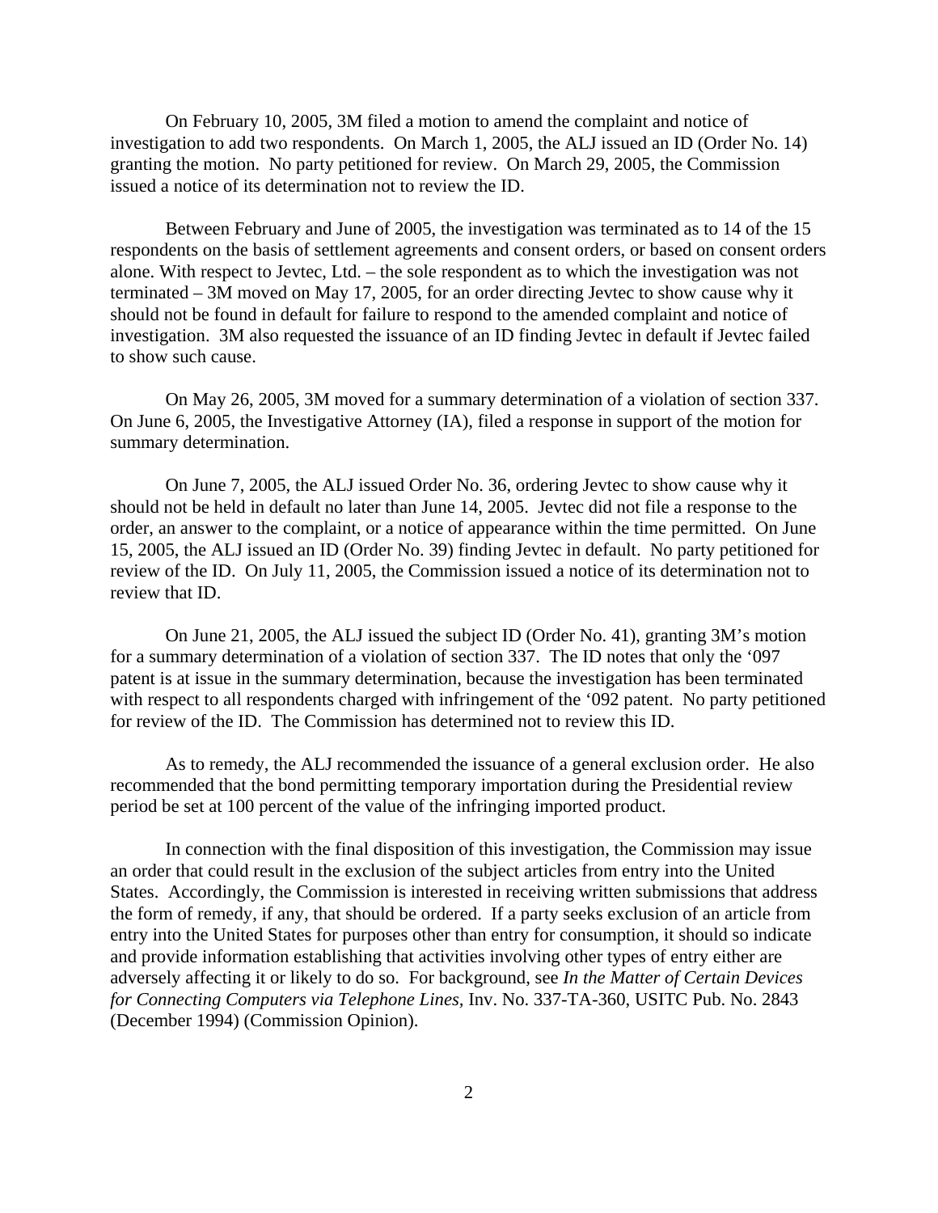On February 10, 2005, 3M filed a motion to amend the complaint and notice of investigation to add two respondents. On March 1, 2005, the ALJ issued an ID (Order No. 14) granting the motion. No party petitioned for review. On March 29, 2005, the Commission issued a notice of its determination not to review the ID.

Between February and June of 2005, the investigation was terminated as to 14 of the 15 respondents on the basis of settlement agreements and consent orders, or based on consent orders alone. With respect to Jevtec, Ltd. – the sole respondent as to which the investigation was not terminated – 3M moved on May 17, 2005, for an order directing Jevtec to show cause why it should not be found in default for failure to respond to the amended complaint and notice of investigation. 3M also requested the issuance of an ID finding Jevtec in default if Jevtec failed to show such cause.

On May 26, 2005, 3M moved for a summary determination of a violation of section 337. On June 6, 2005, the Investigative Attorney (IA), filed a response in support of the motion for summary determination.

On June 7, 2005, the ALJ issued Order No. 36, ordering Jevtec to show cause why it should not be held in default no later than June 14, 2005. Jevtec did not file a response to the order, an answer to the complaint, or a notice of appearance within the time permitted. On June 15, 2005, the ALJ issued an ID (Order No. 39) finding Jevtec in default. No party petitioned for review of the ID. On July 11, 2005, the Commission issued a notice of its determination not to review that ID.

On June 21, 2005, the ALJ issued the subject ID (Order No. 41), granting 3M's motion for a summary determination of a violation of section 337. The ID notes that only the '097 patent is at issue in the summary determination, because the investigation has been terminated with respect to all respondents charged with infringement of the '092 patent. No party petitioned for review of the ID. The Commission has determined not to review this ID.

As to remedy, the ALJ recommended the issuance of a general exclusion order. He also recommended that the bond permitting temporary importation during the Presidential review period be set at 100 percent of the value of the infringing imported product.

In connection with the final disposition of this investigation, the Commission may issue an order that could result in the exclusion of the subject articles from entry into the United States. Accordingly, the Commission is interested in receiving written submissions that address the form of remedy, if any, that should be ordered. If a party seeks exclusion of an article from entry into the United States for purposes other than entry for consumption, it should so indicate and provide information establishing that activities involving other types of entry either are adversely affecting it or likely to do so. For background, see *In the Matter of Certain Devices for Connecting Computers via Telephone Lines*, Inv. No. 337-TA-360, USITC Pub. No. 2843 (December 1994) (Commission Opinion).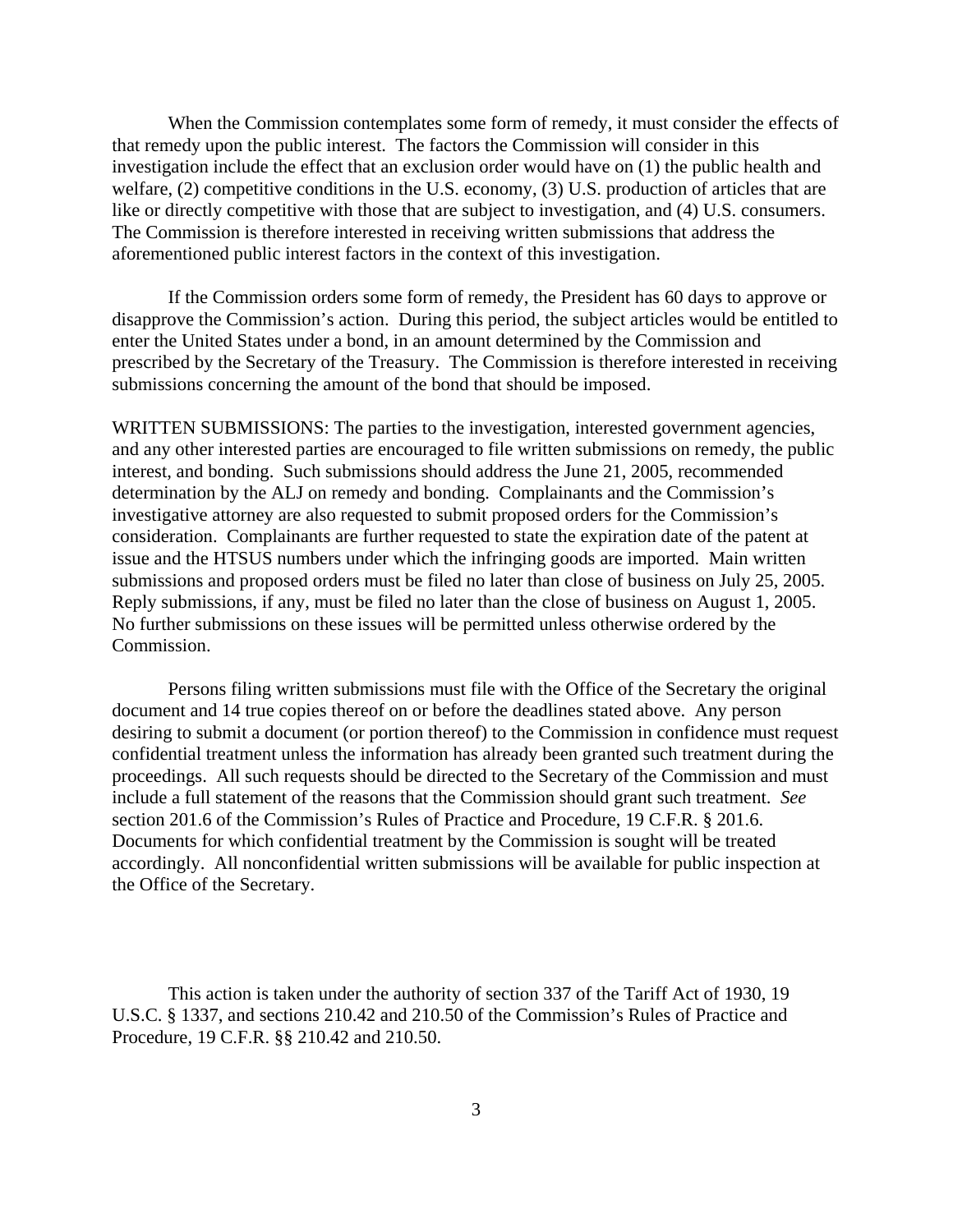When the Commission contemplates some form of remedy, it must consider the effects of that remedy upon the public interest. The factors the Commission will consider in this investigation include the effect that an exclusion order would have on (1) the public health and welfare, (2) competitive conditions in the U.S. economy, (3) U.S. production of articles that are like or directly competitive with those that are subject to investigation, and (4) U.S. consumers. The Commission is therefore interested in receiving written submissions that address the aforementioned public interest factors in the context of this investigation.

If the Commission orders some form of remedy, the President has 60 days to approve or disapprove the Commission's action. During this period, the subject articles would be entitled to enter the United States under a bond, in an amount determined by the Commission and prescribed by the Secretary of the Treasury. The Commission is therefore interested in receiving submissions concerning the amount of the bond that should be imposed.

WRITTEN SUBMISSIONS: The parties to the investigation, interested government agencies, and any other interested parties are encouraged to file written submissions on remedy, the public interest, and bonding. Such submissions should address the June 21, 2005, recommended determination by the ALJ on remedy and bonding. Complainants and the Commission's investigative attorney are also requested to submit proposed orders for the Commission's consideration. Complainants are further requested to state the expiration date of the patent at issue and the HTSUS numbers under which the infringing goods are imported. Main written submissions and proposed orders must be filed no later than close of business on July 25, 2005. Reply submissions, if any, must be filed no later than the close of business on August 1, 2005. No further submissions on these issues will be permitted unless otherwise ordered by the Commission.

Persons filing written submissions must file with the Office of the Secretary the original document and 14 true copies thereof on or before the deadlines stated above. Any person desiring to submit a document (or portion thereof) to the Commission in confidence must request confidential treatment unless the information has already been granted such treatment during the proceedings. All such requests should be directed to the Secretary of the Commission and must include a full statement of the reasons that the Commission should grant such treatment. *See* section 201.6 of the Commission's Rules of Practice and Procedure, 19 C.F.R. § 201.6. Documents for which confidential treatment by the Commission is sought will be treated accordingly. All nonconfidential written submissions will be available for public inspection at the Office of the Secretary.

This action is taken under the authority of section 337 of the Tariff Act of 1930, 19 U.S.C. § 1337, and sections 210.42 and 210.50 of the Commission's Rules of Practice and Procedure, 19 C.F.R. §§ 210.42 and 210.50.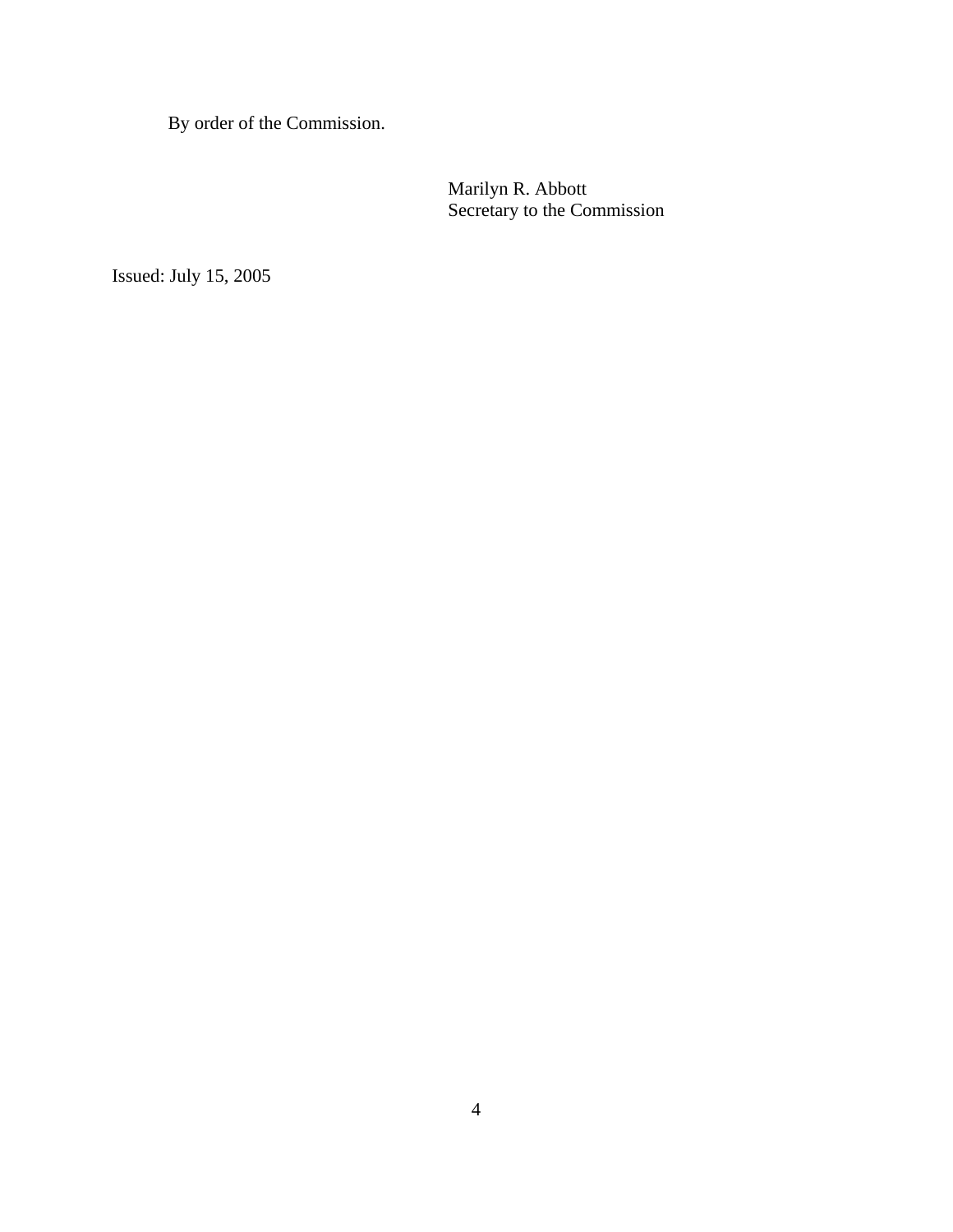By order of the Commission.

Marilyn R. Abbott
Secretary to the Commission

Issued: July 15, 2005